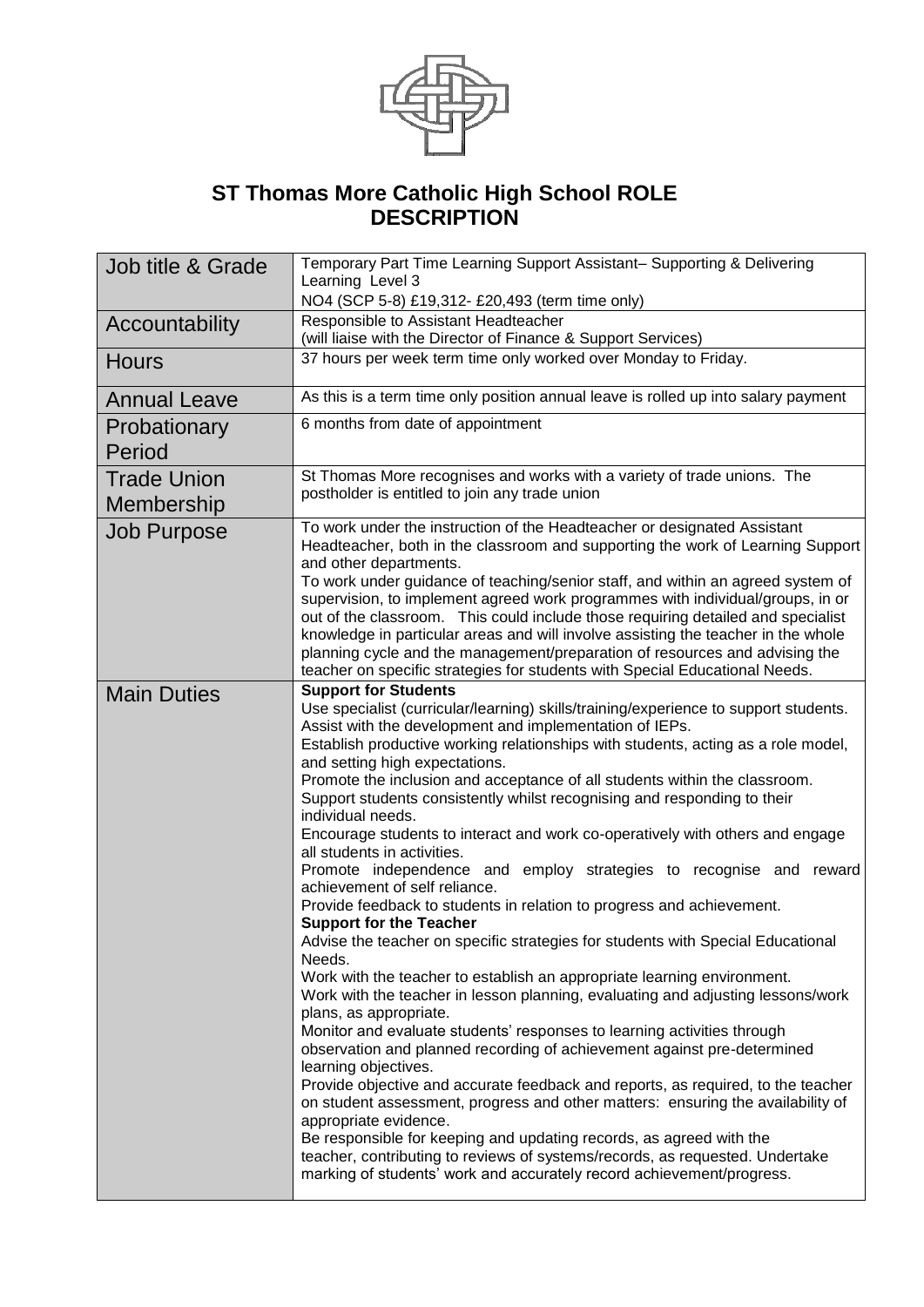# ST Thomas More Catholic High School ROLE DESCRIPTION

| | |
|---|---|
| Job title & Grade | Temporary Part Time Learning Support Assistant– Supporting & Delivering Learning Level 3<br>NO4 (SCP 5-8) £19,312- £20,493 (term time only) |
| Accountability | Responsible to Assistant Headteacher<br>(will liaise with the Director of Finance & Support Services) |
| Hours | 37 hours per week term time only worked over Monday to Friday. |
| Annual Leave | As this is a term time only position annual leave is rolled up into salary payment |
| Probationary Period | 6 months from date of appointment |
| Trade Union Membership | St Thomas More recognises and works with a variety of trade unions. The postholder is entitled to join any trade union |
| Job Purpose | To work under the instruction of the Headteacher or designated Assistant Headteacher, both in the classroom and supporting the work of Learning Support and other departments.<br>To work under guidance of teaching/senior staff, and within an agreed system of supervision, to implement agreed work programmes with individual/groups, in or out of the classroom. This could include those requiring detailed and specialist knowledge in particular areas and will involve assisting the teacher in the whole planning cycle and the management/preparation of resources and advising the teacher on specific strategies for students with Special Educational Needs. |
| Main Duties | **Support for Students**<br>Use specialist (curricular/learning) skills/training/experience to support students.<br>Assist with the development and implementation of IEPs.<br>Establish productive working relationships with students, acting as a role model, and setting high expectations.<br>Promote the inclusion and acceptance of all students within the classroom.<br>Support students consistently whilst recognising and responding to their individual needs.<br>Encourage students to interact and work co-operatively with others and engage all students in activities.<br>Promote independence and employ strategies to recognise and reward achievement of self reliance.<br>Provide feedback to students in relation to progress and achievement.<br>**Support for the Teacher**<br>Advise the teacher on specific strategies for students with Special Educational Needs.<br>Work with the teacher to establish an appropriate learning environment.<br>Work with the teacher in lesson planning, evaluating and adjusting lessons/work plans, as appropriate.<br>Monitor and evaluate students' responses to learning activities through observation and planned recording of achievement against pre-determined learning objectives.<br>Provide objective and accurate feedback and reports, as required, to the teacher on student assessment, progress and other matters: ensuring the availability of appropriate evidence.<br>Be responsible for keeping and updating records, as agreed with the teacher, contributing to reviews of systems/records, as requested. Undertake marking of students' work and accurately record achievement/progress. |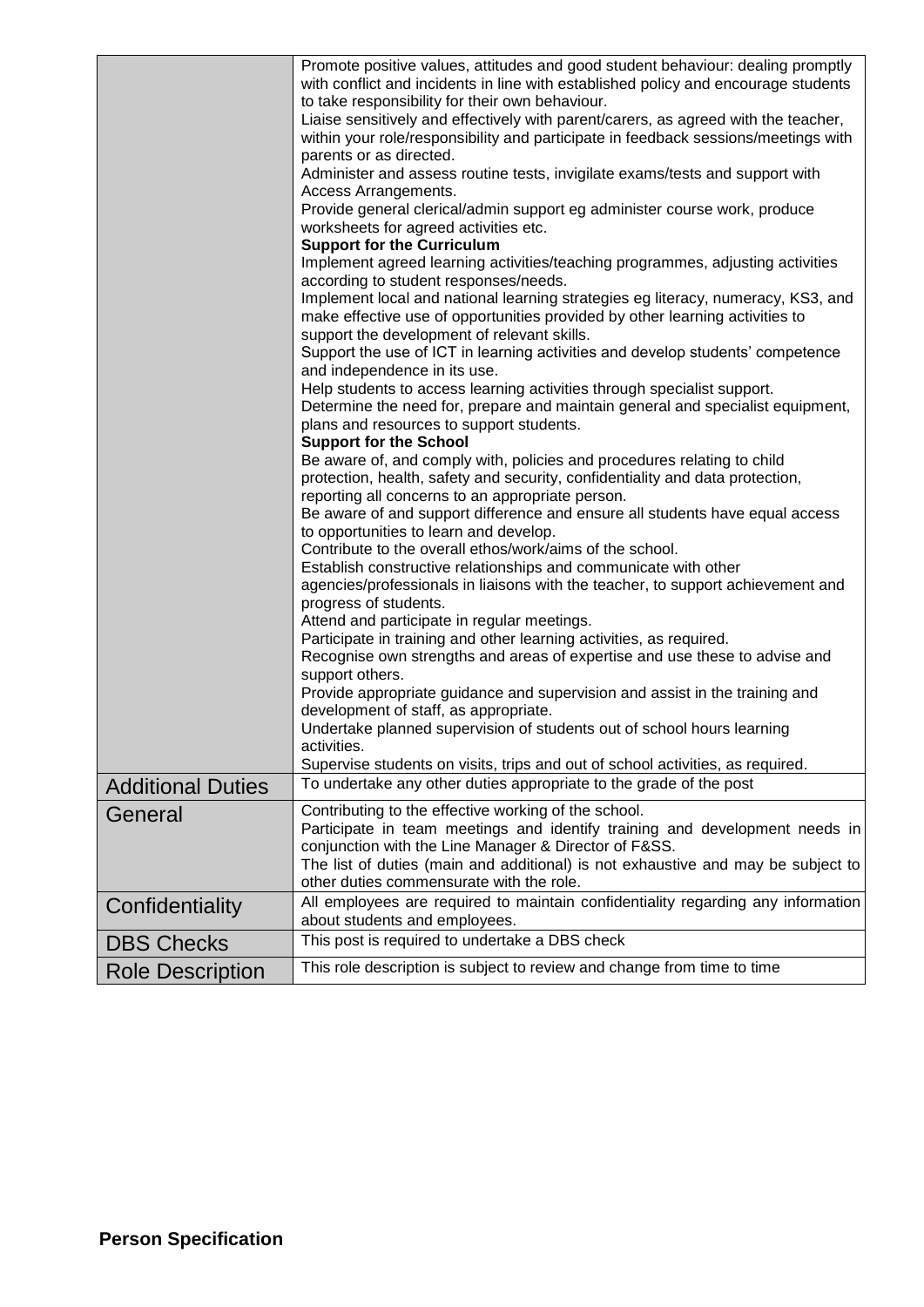| | |
|---|---|
| | Promote positive values, attitudes and good student behaviour: dealing promptly with conflict and incidents in line with established policy and encourage students to take responsibility for their own behaviour.<br>Liaise sensitively and effectively with parent/carers, as agreed with the teacher, within your role/responsibility and participate in feedback sessions/meetings with parents or as directed.<br>Administer and assess routine tests, invigilate exams/tests and support with Access Arrangements.<br>Provide general clerical/admin support eg administer course work, produce worksheets for agreed activities etc.<br>**Support for the Curriculum**<br>Implement agreed learning activities/teaching programmes, adjusting activities according to student responses/needs.<br>Implement local and national learning strategies eg literacy, numeracy, KS3, and make effective use of opportunities provided by other learning activities to support the development of relevant skills.<br>Support the use of ICT in learning activities and develop students' competence and independence in its use.<br>Help students to access learning activities through specialist support.<br>Determine the need for, prepare and maintain general and specialist equipment, plans and resources to support students.<br>**Support for the School**<br>Be aware of, and comply with, policies and procedures relating to child protection, health, safety and security, confidentiality and data protection, reporting all concerns to an appropriate person.<br>Be aware of and support difference and ensure all students have equal access to opportunities to learn and develop.<br>Contribute to the overall ethos/work/aims of the school.<br>Establish constructive relationships and communicate with other agencies/professionals in liaisons with the teacher, to support achievement and progress of students.<br>Attend and participate in regular meetings.<br>Participate in training and other learning activities, as required.<br>Recognise own strengths and areas of expertise and use these to advise and support others.<br>Provide appropriate guidance and supervision and assist in the training and development of staff, as appropriate.<br>Undertake planned supervision of students out of school hours learning activities.<br>Supervise students on visits, trips and out of school activities, as required. |
| Additional Duties | To undertake any other duties appropriate to the grade of the post |
| General | Contributing to the effective working of the school.<br>Participate in team meetings and identify training and development needs in conjunction with the Line Manager & Director of F&SS.<br>The list of duties (main and additional) is not exhaustive and may be subject to other duties commensurate with the role. |
| Confidentiality | All employees are required to maintain confidentiality regarding any information about students and employees. |
| DBS Checks | This post is required to undertake a DBS check |
| Role Description | This role description is subject to review and change from time to time |

**Person Specification**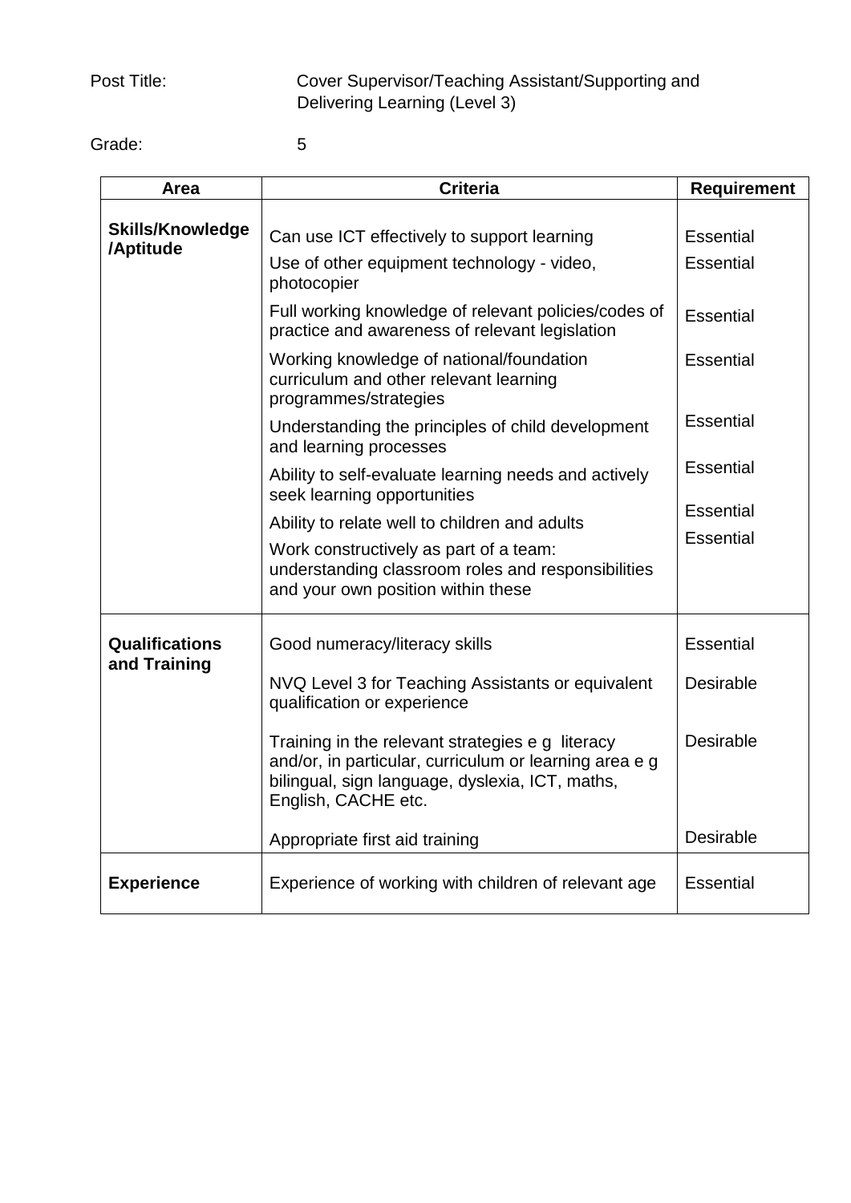Post Title: Cover Supervisor/Teaching Assistant/Supporting and Delivering Learning (Level 3)

Grade: 5

| Area | Criteria | Requirement |
|---|---|---|
| **Skills/Knowledge /Aptitude** | Can use ICT effectively to support learning | Essential |
| | Use of other equipment technology - video, photocopier | Essential |
| | Full working knowledge of relevant policies/codes of practice and awareness of relevant legislation | Essential |
| | Working knowledge of national/foundation curriculum and other relevant learning programmes/strategies | Essential |
| | Understanding the principles of child development and learning processes | Essential |
| | Ability to self-evaluate learning needs and actively seek learning opportunities | Essential |
| | Ability to relate well to children and adults | Essential |
| | Work constructively as part of a team: understanding classroom roles and responsibilities and your own position within these | Essential |
| **Qualifications and Training** | Good numeracy/literacy skills | Essential |
| | NVQ Level 3 for Teaching Assistants or equivalent qualification or experience | Desirable |
| | Training in the relevant strategies e g literacy and/or, in particular, curriculum or learning area e g bilingual, sign language, dyslexia, ICT, maths, English, CACHE etc. | Desirable |
| | Appropriate first aid training | Desirable |
| **Experience** | Experience of working with children of relevant age | Essential |